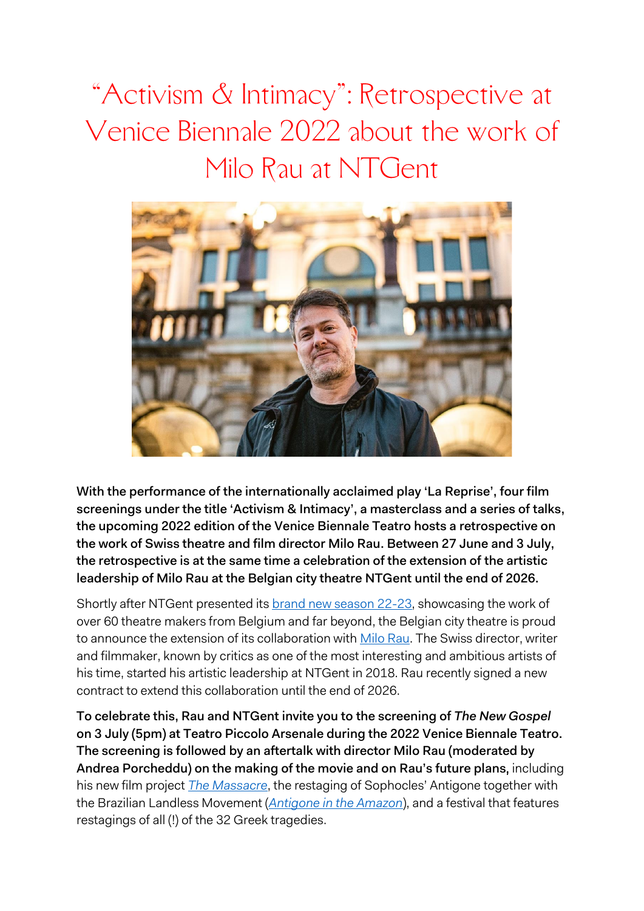# "Activism & Intimacy": Retrospective at Venice Biennale 2022 about the work of Milo Rau at NTGent

**With the performance of the internationally acclaimed play 'La Reprise', four film screenings under the title 'Activism & Intimacy', a masterclass and a series of talks, the upcoming 2022 edition of the Venice Biennale Teatro hosts a retrospective on the work of Swiss theatre and film director Milo Rau. Between 27 June and 3 July, the retrospective is at the same time a celebration of the extension of the artistic leadership of Milo Rau at the Belgian city theatre NTGent until the end of 2026.**

Shortly after NTGent presented its brand new season 22-23, showcasing the work of over 60 theatre makers from Belgium and far beyond, the Belgian city theatre is proud to announce the extension of its collaboration with Milo Rau. The Swiss director, writer and filmmaker, known by critics as one of the most interesting and ambitious artists of his time, started his artistic leadership at NTGent in 2018. Rau recently signed a new contract to extend this collaboration until the end of 2026.

**To celebrate this, Rau and NTGent invite you to the screening of *The New Gospel* on 3 July (5pm) at Teatro Piccolo Arsenale during the 2022 Venice Biennale Teatro. The screening is followed by an aftertalk with director Milo Rau (moderated by Andrea Porcheddu) on the making of the movie and on Rau's future plans,** including his new film project *The Massacre*, the restaging of Sophocles' Antigone together with the Brazilian Landless Movement (*Antigone in the Amazon*), and a festival that features restagings of all (!) of the 32 Greek tragedies.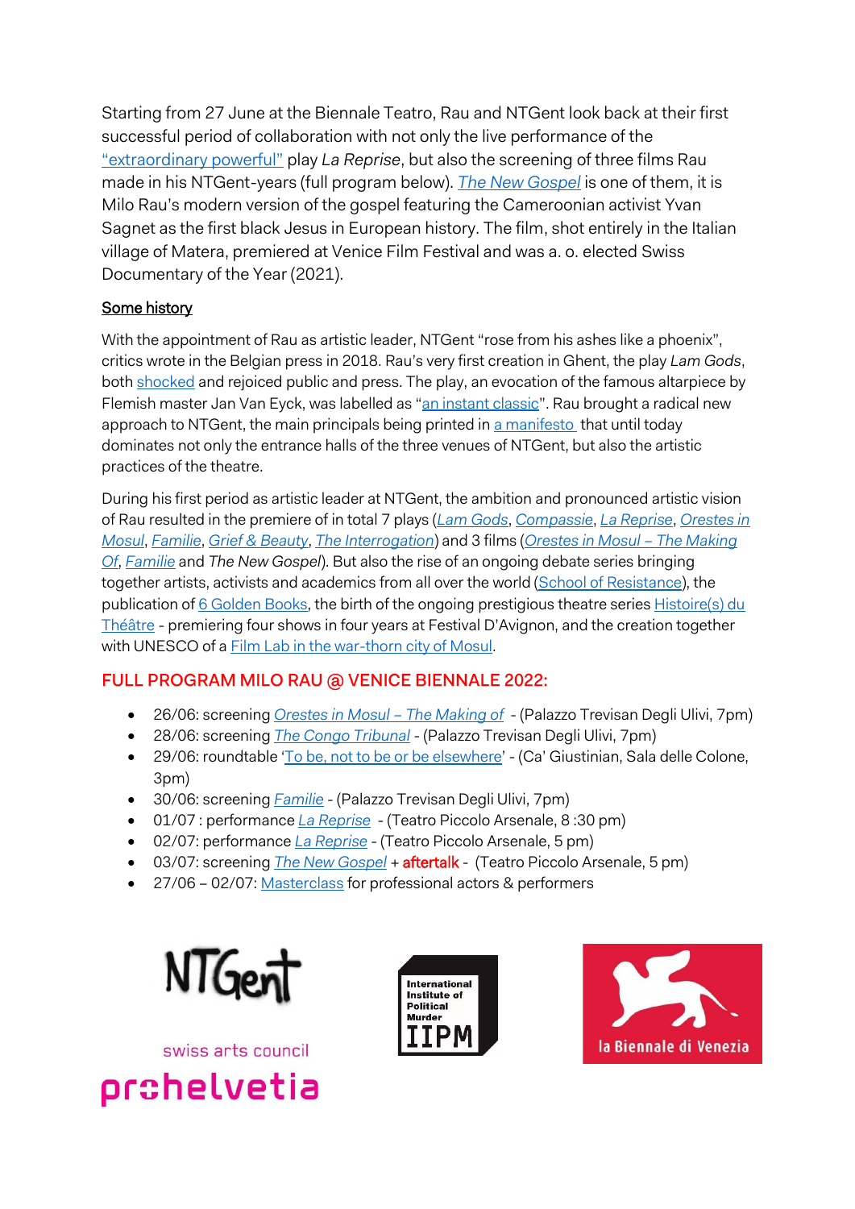Starting from 27 June at the Biennale Teatro, Rau and NTGent look back at their first successful period of collaboration with not only the live performance of the "extraordinary powerful" play *La Reprise*, but also the screening of three films Rau made in his NTGent-years (full program below). *The New Gospel* is one of them, it is Milo Rau's modern version of the gospel featuring the Cameroonian activist Yvan Sagnet as the first black Jesus in European history. The film, shot entirely in the Italian village of Matera, premiered at Venice Film Festival and was a. o. elected Swiss Documentary of the Year (2021).

## Some history

With the appointment of Rau as artistic leader, NTGent "rose from his ashes like a phoenix", critics wrote in the Belgian press in 2018. Rau's very first creation in Ghent, the play *Lam Gods*, both shocked and rejoiced public and press. The play, an evocation of the famous altarpiece by Flemish master Jan Van Eyck, was labelled as "an instant classic". Rau brought a radical new approach to NTGent, the main principals being printed in a manifesto that until today dominates not only the entrance halls of the three venues of NTGent, but also the artistic practices of the theatre.

During his first period as artistic leader at NTGent, the ambition and pronounced artistic vision of Rau resulted in the premiere of in total 7 plays (*Lam Gods*, *Compassie*, *La Reprise*, *Orestes in Mosul*, *Familie*, *Grief & Beauty*, *The Interrogation*) and 3 films (*Orestes in Mosul – The Making Of*, *Familie* and *The New Gospel*). But also the rise of an ongoing debate series bringing together artists, activists and academics from all over the world (School of Resistance), the publication of 6 Golden Books, the birth of the ongoing prestigious theatre series Histoire(s) du Théâtre - premiering four shows in four years at Festival D'Avignon, and the creation together with UNESCO of a Film Lab in the war-thorn city of Mosul.

## FULL PROGRAM MILO RAU @ VENICE BIENNALE 2022:

- 26/06: screening *Orestes in Mosul – The Making of* - (Palazzo Trevisan Degli Ulivi, 7pm)
- 28/06: screening *The Congo Tribunal* - (Palazzo Trevisan Degli Ulivi, 7pm)
- 29/06: roundtable 'To be, not to be or be elsewhere' - (Ca' Giustinian, Sala delle Colone, 3pm)
- 30/06: screening *Familie* - (Palazzo Trevisan Degli Ulivi, 7pm)
- 01/07 : performance *La Reprise* - (Teatro Piccolo Arsenale, 8 :30 pm)
- 02/07: performance *La Reprise* - (Teatro Piccolo Arsenale, 5 pm)
- 03/07: screening *The New Gospel* + aftertalk - (Teatro Piccolo Arsenale, 5 pm)
- 27/06 – 02/07: Masterclass for professional actors & performers

NTGent

swiss arts council
prohelvetia

International Institute of Political Murder
IIPM

la Biennale di Venezia